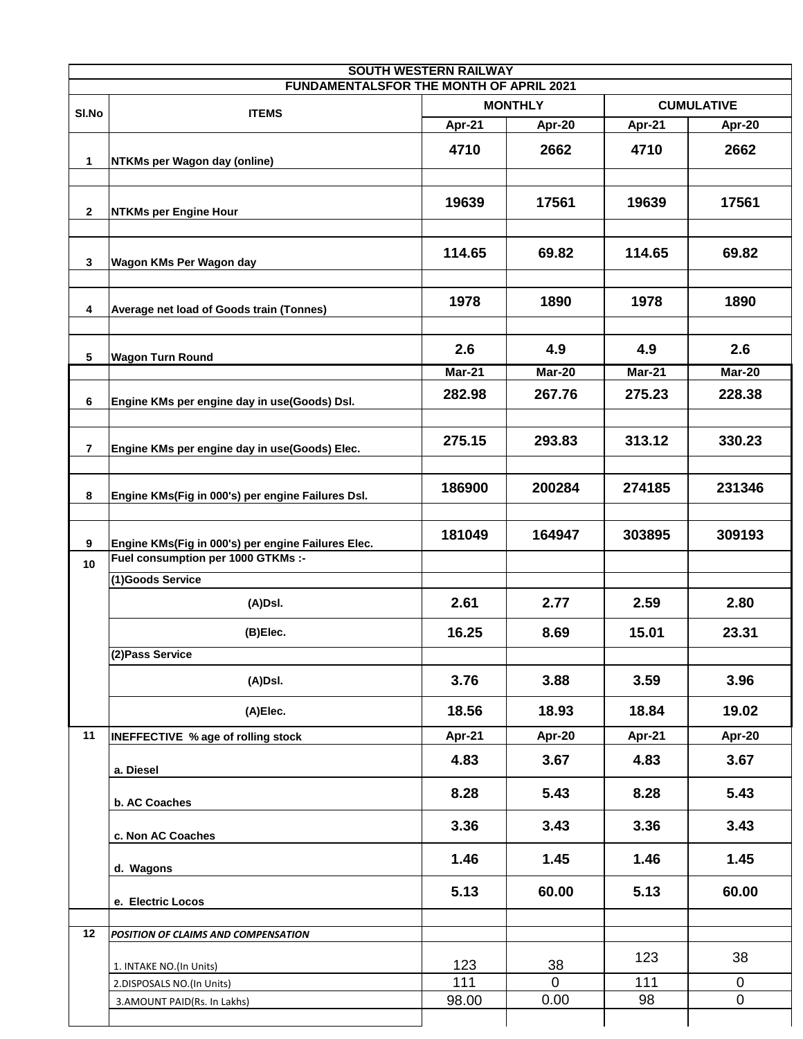| SOUTH WESTERN RAILWAY | | | | | |
|---|---|---|---|---|---|
| FUNDAMENTALSFOR THE MONTH OF APRIL 2021 | | | | | |
| Sl.No | ITEMS | MONTHLY | | CUMULATIVE | |
| | | Apr-21 | Apr-20 | Apr-21 | Apr-20 |
| 1 | NTKMs per Wagon day (online) | 4710 | 2662 | 4710 | 2662 |
| 2 | NTKMs per Engine Hour | 19639 | 17561 | 19639 | 17561 |
| 3 | Wagon KMs Per Wagon day | 114.65 | 69.82 | 114.65 | 69.82 |
| 4 | Average net load of Goods train (Tonnes) | 1978 | 1890 | 1978 | 1890 |
| 5 | Wagon Turn Round | 2.6 | 4.9 | 4.9 | 2.6 |
| | | Mar-21 | Mar-20 | Mar-21 | Mar-20 |
| 6 | Engine KMs per engine day in use(Goods) Dsl. | 282.98 | 267.76 | 275.23 | 228.38 |
| 7 | Engine KMs per engine day in use(Goods) Elec. | 275.15 | 293.83 | 313.12 | 330.23 |
| 8 | Engine KMs(Fig in 000's) per engine Failures Dsl. | 186900 | 200284 | 274185 | 231346 |
| 9 | Engine KMs(Fig in 000's) per engine Failures Elec. | 181049 | 164947 | 303895 | 309193 |
| 10 | Fuel consumption per 1000 GTKMs :- | | | | |
| | (1)Goods Service | | | | |
| | (A)Dsl. | 2.61 | 2.77 | 2.59 | 2.80 |
| | (B)Elec. | 16.25 | 8.69 | 15.01 | 23.31 |
| | (2)Pass Service | | | | |
| | (A)Dsl. | 3.76 | 3.88 | 3.59 | 3.96 |
| | (A)Elec. | 18.56 | 18.93 | 18.84 | 19.02 |
| 11 | INEFFECTIVE % age of rolling stock | Apr-21 | Apr-20 | Apr-21 | Apr-20 |
| | a. Diesel | 4.83 | 3.67 | 4.83 | 3.67 |
| | b. AC Coaches | 8.28 | 5.43 | 8.28 | 5.43 |
| | c. Non AC Coaches | 3.36 | 3.43 | 3.36 | 3.43 |
| | d. Wagons | 1.46 | 1.45 | 1.46 | 1.45 |
| | e. Electric Locos | 5.13 | 60.00 | 5.13 | 60.00 |
| 12 | *POSITION OF CLAIMS AND COMPENSATION* | | | | |
| | 1. INTAKE NO.(In Units) | 123 | 38 | 123 | 38 |
| | 2.DISPOSALS NO.(In Units) | 111 | 0 | 111 | 0 |
| | 3.AMOUNT PAID(Rs. In Lakhs) | 98.00 | 0.00 | 98 | 0 |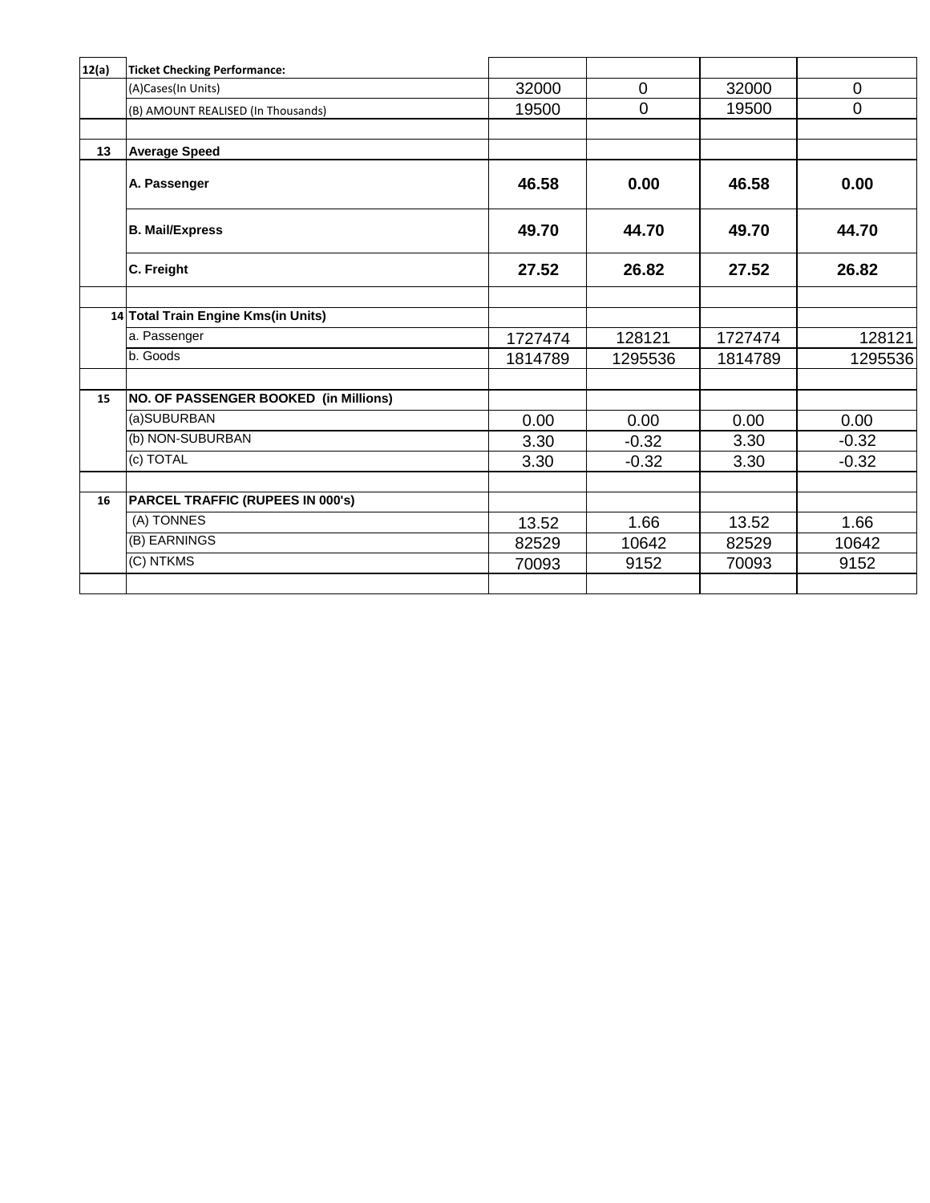| | | | | | |
|---|---|---|---|---|---|
| 12(a) | **Ticket Checking Performance:** | | | | |
| | (A)Cases(In Units) | 32000 | 0 | 32000 | 0 |
| | (B) AMOUNT REALISED (In Thousands) | 19500 | 0 | 19500 | 0 |
| | | | | | |
| **13** | **Average Speed** | | | | |
| | **A. Passenger** | **46.58** | **0.00** | **46.58** | **0.00** |
| | **B. Mail/Express** | **49.70** | **44.70** | **49.70** | **44.70** |
| | **C. Freight** | **27.52** | **26.82** | **27.52** | **26.82** |
| | | | | | |
| **14** | **Total Train Engine Kms(in Units)** | | | | |
| | a. Passenger | 1727474 | 128121 | 1727474 | 128121 |
| | b. Goods | 1814789 | 1295536 | 1814789 | 1295536 |
| | | | | | |
| **15** | **NO. OF PASSENGER BOOKED (in Millions)** | | | | |
| | (a)SUBURBAN | 0.00 | 0.00 | 0.00 | 0.00 |
| | (b) NON-SUBURBAN | 3.30 | -0.32 | 3.30 | -0.32 |
| | (c) TOTAL | 3.30 | -0.32 | 3.30 | -0.32 |
| | | | | | |
| **16** | **PARCEL TRAFFIC (RUPEES IN 000's)** | | | | |
| | (A) TONNES | 13.52 | 1.66 | 13.52 | 1.66 |
| | (B) EARNINGS | 82529 | 10642 | 82529 | 10642 |
| | (C) NTKMS | 70093 | 9152 | 70093 | 9152 |
| | | | | | |